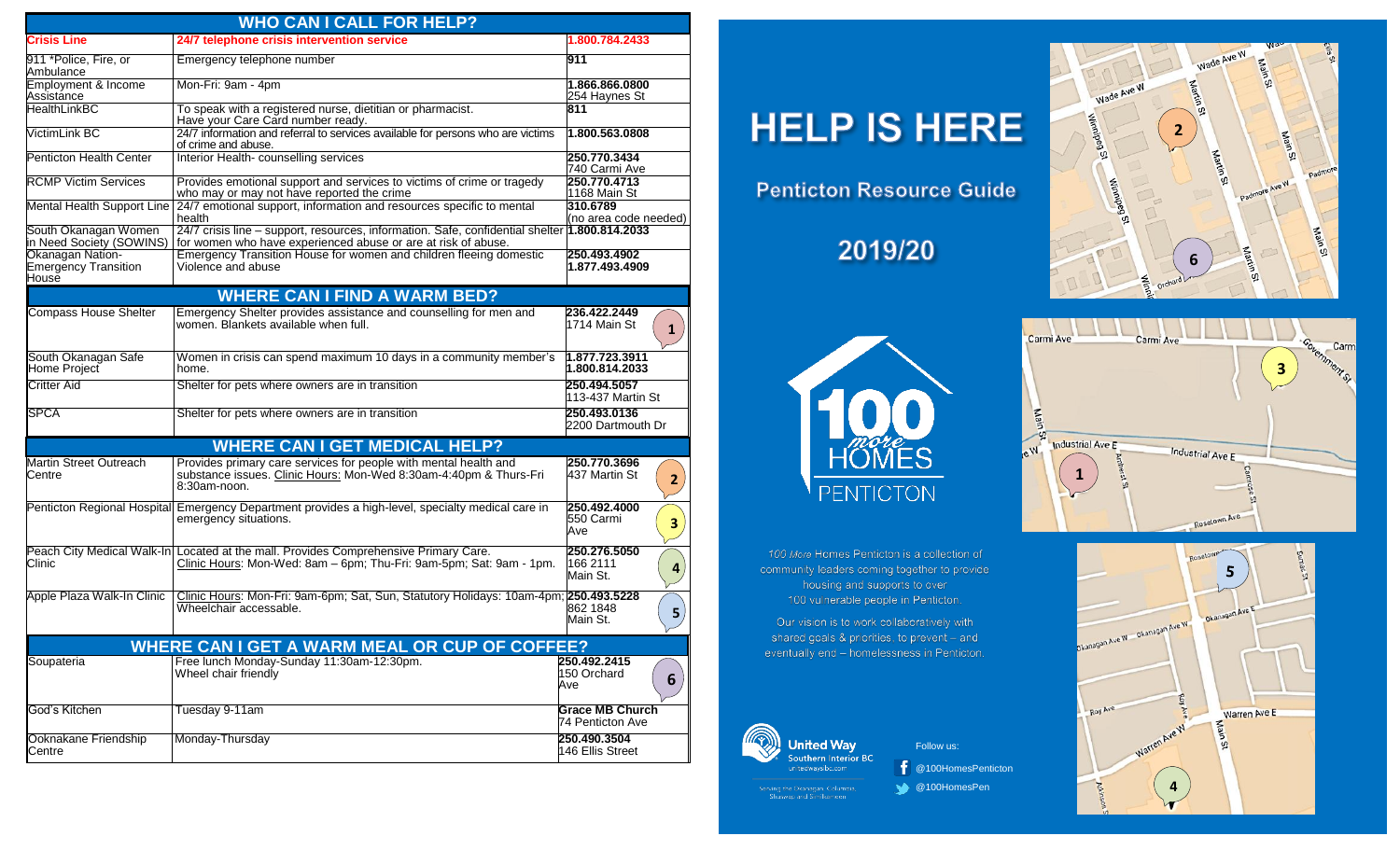# WHO CAN I CALL FOR HELP?

| | | |
|---|---|---|
| **Crisis Line** | **24/7 telephone crisis intervention service** | **1.800.784.2433** |
| 911 *Police, Fire, or Ambulance | Emergency telephone number | **911** |
| Employment & Income Assistance | Mon-Fri: 9am - 4pm | **1.866.866.0800** 254 Haynes St |
| HealthLinkBC | To speak with a registered nurse, dietitian or pharmacist. Have your Care Card number ready. | **811** |
| VictimLink BC | 24/7 information and referral to services available for persons who are victims of crime and abuse. | **1.800.563.0808** |
| Penticton Health Center | Interior Health- counselling services | **250.770.3434** 740 Carmi Ave |
| RCMP Victim Services | Provides emotional support and services to victims of crime or tragedy who may or may not have reported the crime | **250.770.4713** 1168 Main St |
| Mental Health Support Line | 24/7 emotional support, information and resources specific to mental health | **310.6789** (no area code needed) |
| South Okanagan Women in Need Society (SOWINS) | 24/7 crisis line – support, resources, information. Safe, confidential shelter for women who have experienced abuse or are at risk of abuse. | **1.800.814.2033** |
| Okanagan Nation- Emergency Transition House | Emergency Transition House for women and children fleeing domestic Violence and abuse | **250.493.4902** **1.877.493.4909** |

# WHERE CAN I FIND A WARM BED?

| | | |
|---|---|---|
| Compass House Shelter | Emergency Shelter provides assistance and counselling for men and women. Blankets available when full. | **236.422.2449** 1714 Main St (1) |
| South Okanagan Safe Home Project | Women in crisis can spend maximum 10 days in a community member's home. | **1.877.723.3911** **1.800.814.2033** |
| Critter Aid | Shelter for pets where owners are in transition | **250.494.5057** 113-437 Martin St |
| SPCA | Shelter for pets where owners are in transition | **250.493.0136** 2200 Dartmouth Dr |

# WHERE CAN I GET MEDICAL HELP?

| | | |
|---|---|---|
| Martin Street Outreach Centre | Provides primary care services for people with mental health and substance issues. Clinic Hours: Mon-Wed 8:30am-4:40pm & Thurs-Fri 8:30am-noon. | **250.770.3696** 437 Martin St (2) |
| Penticton Regional Hospital | Emergency Department provides a high-level, specialty medical care in emergency situations. | **250.492.4000** 550 Carmi Ave (3) |
| Peach City Medical Walk-In Clinic | Located at the mall. Provides Comprehensive Primary Care. Clinic Hours: Mon-Wed: 8am – 6pm; Thu-Fri: 9am-5pm; Sat: 9am - 1pm. | **250.276.5050** 166 2111 Main St. (4) |
| Apple Plaza Walk-In Clinic | Clinic Hours: Mon-Fri: 9am-6pm; Sat, Sun, Statutory Holidays: 10am-4pm; Wheelchair accessable. | **250.493.5228** 862 1848 Main St. (5) |

# WHERE CAN I GET A WARM MEAL OR CUP OF COFFEE?

| | | |
|---|---|---|
| Soupateria | Free lunch Monday-Sunday 11:30am-12:30pm. Wheel chair friendly | **250.492.2415** 150 Orchard Ave (6) |
| God's Kitchen | Tuesday 9-11am | **Grace MB Church** 74 Penticton Ave |
| Ooknakane Friendship Centre | Monday-Thursday | **250.490.3504** 146 Ellis Street |

# HELP IS HERE

## Penticton Resource Guide

## 2019/20

100 *more* HOMES PENTICTON

*100 More* Homes Penticton is a collection of community leaders coming together to provide housing and supports to over 100 vulnerable people in Penticton.

Our vision is to work collaboratively with shared goals & priorities, to prevent – and eventually end – homelessness in Penticton.

United Way Southern Interior BC
unitedwaysibc.com
Serving the Okanagan, Columbia, Shuswap and Similkameen

Follow us:
@100HomesPenticton
@100HomesPen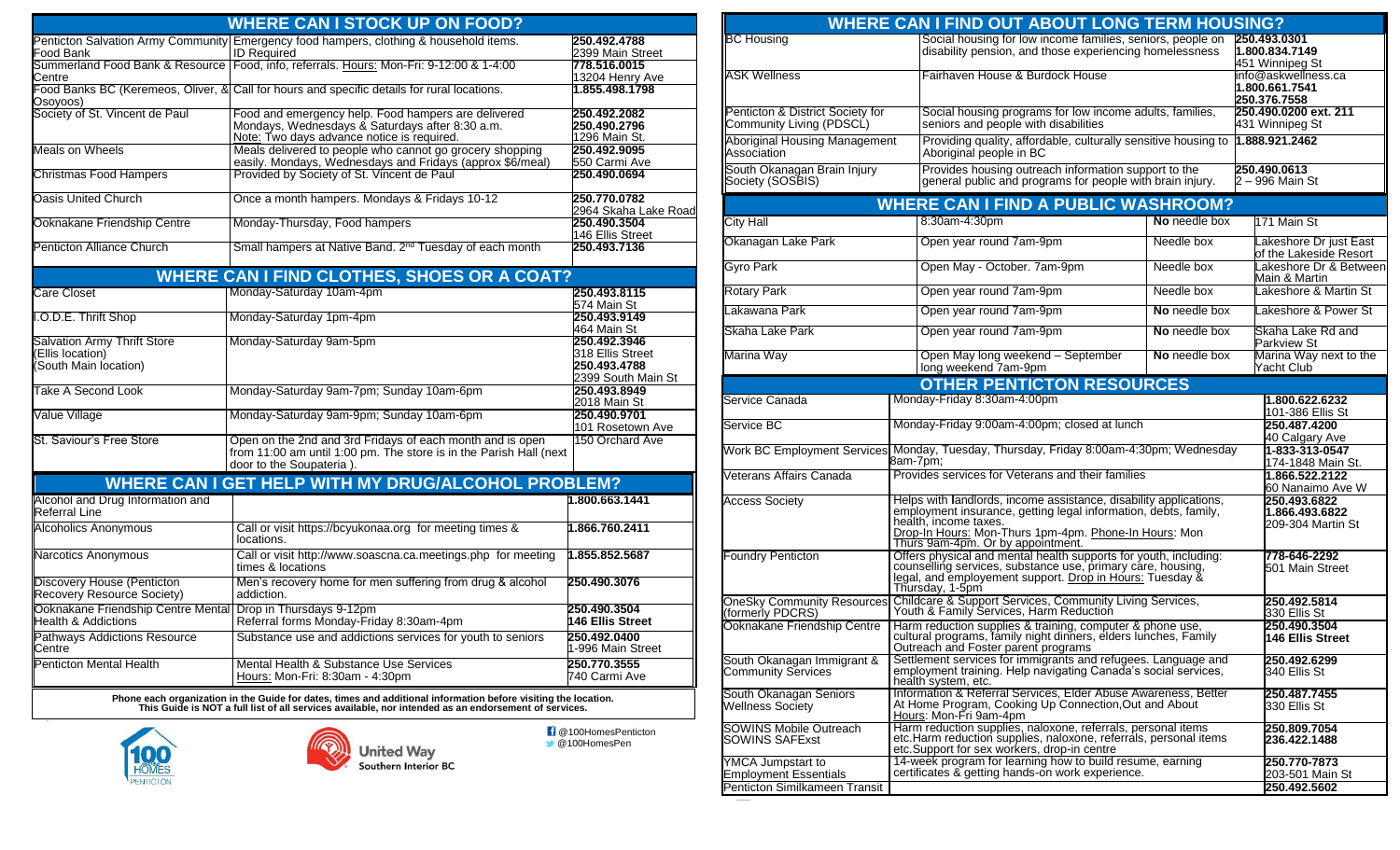## WHERE CAN I STOCK UP ON FOOD?

| | | |
|---|---|---|
| Penticton Salvation Army Community Food Bank | Emergency food hampers, clothing & household items. ID Required | 250.492.4788 2399 Main Street |
| Summerland Food Bank & Resource Centre | Food, info, referrals. Hours: Mon-Fri: 9-12:00 & 1-4:00 | 778.516.0015 13204 Henry Ave |
| Food Banks BC (Keremeos, Oliver, & Osoyoos) | Call for hours and specific details for rural locations. | 1.855.498.1798 |
| Society of St. Vincent de Paul | Food and emergency help. Food hampers are delivered Mondays, Wednesdays & Saturdays after 8:30 a.m. Note: Two days advance notice is required. | 250.492.2082 250.490.2796 1296 Main St. |
| Meals on Wheels | Meals delivered to people who cannot go grocery shopping easily. Mondays, Wednesdays and Fridays (approx $6/meal) | 250.492.9095 550 Carmi Ave |
| Christmas Food Hampers | Provided by Society of St. Vincent de Paul | 250.490.0694 |
| Oasis United Church | Once a month hampers. Mondays & Fridays 10-12 | 250.770.0782 2964 Skaha Lake Road |
| Ooknakane Friendship Centre | Monday-Thursday, Food hampers | 250.490.3504 146 Ellis Street |
| Penticton Alliance Church | Small hampers at Native Band. 2nd Tuesday of each month | 250.493.7136 |

## WHERE CAN I FIND CLOTHES, SHOES OR A COAT?

| | | |
|---|---|---|
| Care Closet | Monday-Saturday 10am-4pm | 250.493.8115 574 Main St |
| I.O.D.E. Thrift Shop | Monday-Saturday 1pm-4pm | 250.493.9149 464 Main St |
| Salvation Army Thrift Store (Ellis location) (South Main location) | Monday-Saturday 9am-5pm | 250.492.3946 318 Ellis Street 250.492.4788 2399 South Main St |
| Take A Second Look | Monday-Saturday 9am-7pm; Sunday 10am-6pm | 250.493.8949 2018 Main St |
| Value Village | Monday-Saturday 9am-9pm; Sunday 10am-6pm | 250.490.9701 101 Rosetown Ave |
| St. Saviour's Free Store | Open on the 2nd and 3rd Fridays of each month and is open from 11:00 am until 1:00 pm. The store is in the Parish Hall (next door to the Soupateria ). | 150 Orchard Ave |

## WHERE CAN I GET HELP WITH MY DRUG/ALCOHOL PROBLEM?

| | | |
|---|---|---|
| Alcohol and Drug Information and Referral Line | | 1.800.663.1441 |
| Alcoholics Anonymous | Call or visit https://bcyukonaa.org for meeting times & locations. | 1.866.760.2411 |
| Narcotics Anonymous | Call or visit http://www.soascna.ca.meetings.php for meeting times & locations | 1.855.852.5687 |
| Discovery House (Penticton Recovery Resource Society) | Men's recovery home for men suffering from drug & alcohol addiction. | 250.490.3076 |
| Ooknakane Friendship Centre Mental Health & Addictions | Drop in Thursdays 9-12pm Referral forms Monday-Friday 8:30am-4pm | 250.490.3504 146 Ellis Street |
| Pathways Addictions Resource Centre | Substance use and addictions services for youth to seniors | 250.492.0400 1-996 Main Street |
| Penticton Mental Health | Mental Health & Substance Use Services Hours: Mon-Fri: 8:30am - 4:30pm | 250.770.3555 740 Carmi Ave |

**Phone each organization in the Guide for dates, times and additional information before visiting the location. This Guide is NOT a full list of all services available, nor intended as an endorsement of services.**

100 HOMES PENTICTON

United Way Southern Interior BC

@100HomesPenticton
@100HomesPen

## WHERE CAN I FIND OUT ABOUT LONG TERM HOUSING?

| | | |
|---|---|---|
| BC Housing | Social housing for low income families, seniors, people on disability pension, and those experiencing homelessness | 250.493.0301 1.800.834.7149 451 Winnipeg St |
| ASK Wellness | Fairhaven House & Burdock House | info@askwellness.ca 1.800.661.7541 250.376.7558 |
| Penticton & District Society for Community Living (PDSCL) | Social housing programs for low income adults, families, seniors and people with disabilities | 250.490.0200 ext. 211 431 Winnipeg St |
| Aboriginal Housing Management Association | Providing quality, affordable, culturally sensitive housing to Aboriginal people in BC | 1.888.921.2462 |
| South Okanagan Brain Injury Society (SOSBIS) | Provides housing outreach information support to the general public and programs for people with brain injury. | 250.490.0613 2 – 996 Main St |

## WHERE CAN I FIND A PUBLIC WASHROOM?

| | | | |
|---|---|---|---|
| City Hall | 8:30am-4:30pm | **No** needle box | 171 Main St |
| Okanagan Lake Park | Open year round 7am-9pm | Needle box | Lakeshore Dr just East of the Lakeside Resort |
| Gyro Park | Open May - October. 7am-9pm | Needle box | Lakeshore Dr & Between Main & Martin |
| Rotary Park | Open year round 7am-9pm | Needle box | Lakeshore & Martin St |
| Lakawana Park | Open year round 7am-9pm | **No** needle box | Lakeshore & Power St |
| Skaha Lake Park | Open year round 7am-9pm | **No** needle box | Skaha Lake Rd and Parkview St |
| Marina Way | Open May long weekend – September long weekend 7am-9pm | **No** needle box | Marina Way next to the Yacht Club |

## OTHER PENTICTON RESOURCES

| | | |
|---|---|---|
| Service Canada | Monday-Friday 8:30am-4:00pm | 1.800.622.6232 101-386 Ellis St |
| Service BC | Monday-Friday 9:00am-4:00pm; closed at lunch | 250.487.4200 40 Calgary Ave |
| Work BC Employment Services | Monday, Tuesday, Thursday, Friday 8:00am-4:30pm; Wednesday 8am-7pm; | 1-833-313-0547 174-1848 Main St. |
| Veterans Affairs Canada | Provides services for Veterans and their families | 1.866.522.2122 60 Nanaimo Ave W |
| Access Society | Helps with landlords, income assistance, disability applications, employment insurance, getting legal information, debts, family, health, income taxes. Drop-In Hours: Mon-Thurs 1pm-4pm. Phone-In Hours: Mon Thurs 9am-4pm. Or by appointment. | 250.493.6822 1.866.493.6822 209-304 Martin St |
| Foundry Penticton | Offers physical and mental health supports for youth, including: counselling services, substance use, primary care, housing, legal, and employement support. Drop in Hours: Tuesday & Thursday, 1-5pm | 778-646-2292 501 Main Street |
| OneSky Community Resources (formerly PDCRS) | Childcare & Support Services, Community Living Services, Youth & Family Services, Harm Reduction | 250.492.5814 330 Ellis St |
| Ooknakane Friendship Centre | Harm reduction supplies & training, computer & phone use, cultural programs, family night dinners, elders lunches, Family Outreach and Foster parent programs | 250.490.3504 146 Ellis Street |
| South Okanagan Immigrant & Community Services | Settlement services for immigrants and refugees. Language and employment training. Help navigating Canada's social services, health system, etc. | 250.492.6299 340 Ellis St |
| South Okanagan Seniors Wellness Society | Information & Referral Services, Elder Abuse Awareness, Better At Home Program, Cooking Up Connection,Out and About Hours: Mon-Fri 9am-4pm | 250.487.7455 330 Ellis St |
| SOWINS Mobile Outreach SOWINS SAFExst | Harm reduction supplies, naloxone, referrals, personal items etc.Harm reduction supplies, naloxone, referrals, personal items etc.Support for sex workers, drop-in centre | 250.809.7054 236.422.1488 |
| YMCA Jumpstart to Employment Essentials | 14-week program for learning how to build resume, earning certificates & getting hands-on work experience. | 250.770-7873 203-501 Main St |
| Penticton Similkameen Transit | | 250.492.5602 |